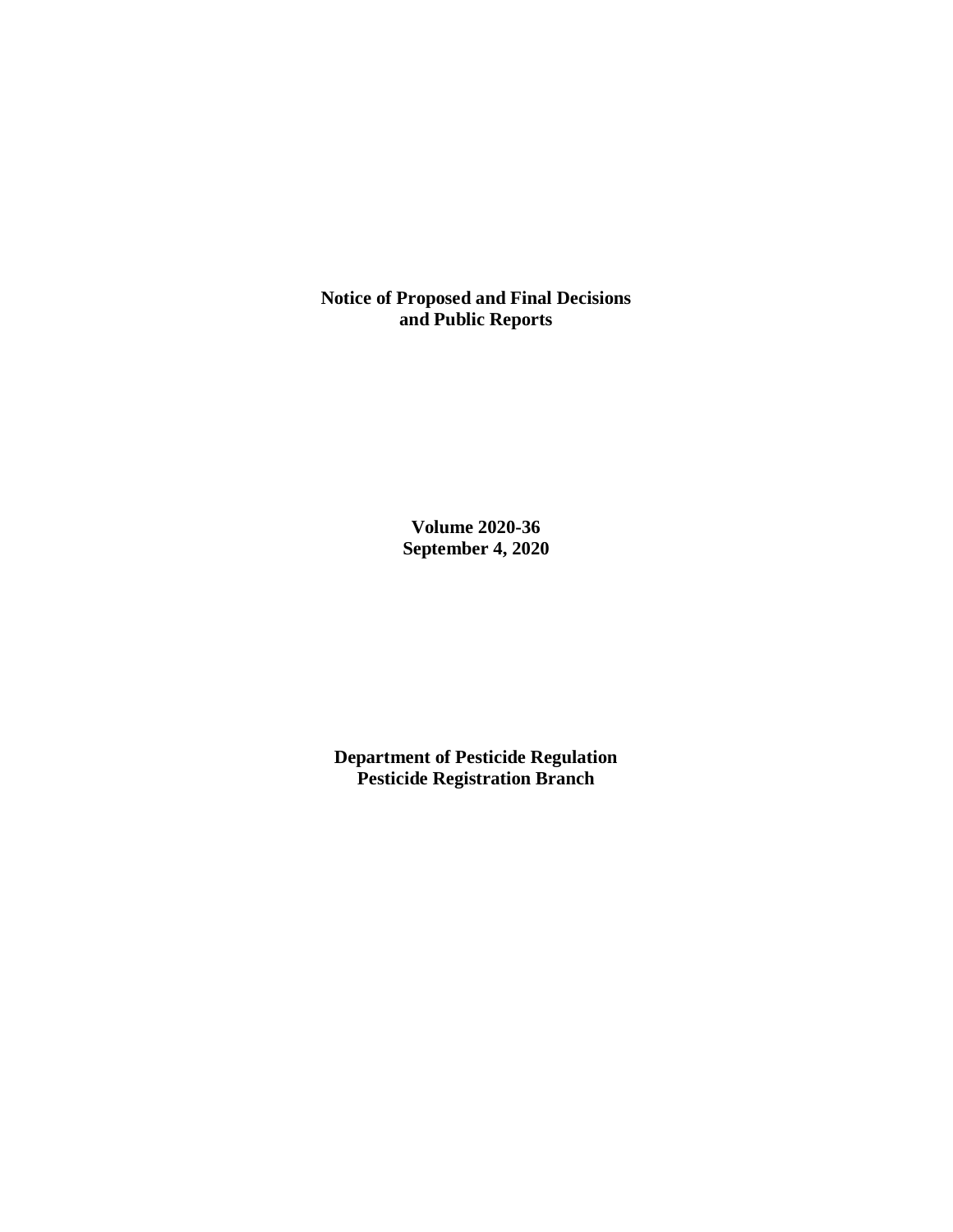**Notice of Proposed and Final Decisions and Public Reports**

**Volume 2020-36**
**September 4, 2020**

**Department of Pesticide Regulation**
**Pesticide Registration Branch**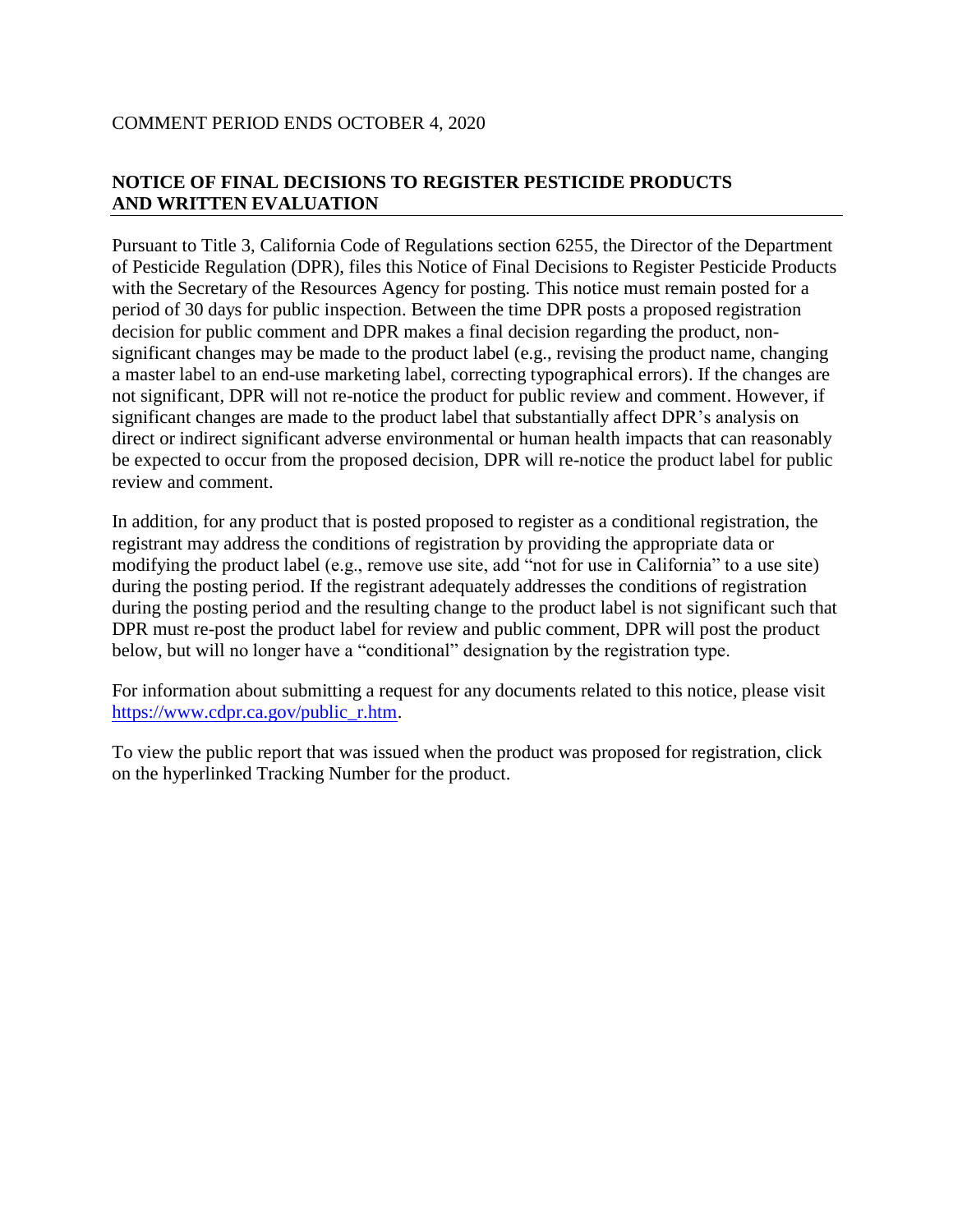COMMENT PERIOD ENDS OCTOBER 4, 2020

## NOTICE OF FINAL DECISIONS TO REGISTER PESTICIDE PRODUCTS AND WRITTEN EVALUATION

Pursuant to Title 3, California Code of Regulations section 6255, the Director of the Department of Pesticide Regulation (DPR), files this Notice of Final Decisions to Register Pesticide Products with the Secretary of the Resources Agency for posting. This notice must remain posted for a period of 30 days for public inspection. Between the time DPR posts a proposed registration decision for public comment and DPR makes a final decision regarding the product, non-significant changes may be made to the product label (e.g., revising the product name, changing a master label to an end-use marketing label, correcting typographical errors). If the changes are not significant, DPR will not re-notice the product for public review and comment. However, if significant changes are made to the product label that substantially affect DPR's analysis on direct or indirect significant adverse environmental or human health impacts that can reasonably be expected to occur from the proposed decision, DPR will re-notice the product label for public review and comment.

In addition, for any product that is posted proposed to register as a conditional registration, the registrant may address the conditions of registration by providing the appropriate data or modifying the product label (e.g., remove use site, add "not for use in California" to a use site) during the posting period. If the registrant adequately addresses the conditions of registration during the posting period and the resulting change to the product label is not significant such that DPR must re-post the product label for review and public comment, DPR will post the product below, but will no longer have a "conditional" designation by the registration type.

For information about submitting a request for any documents related to this notice, please visit [https://www.cdpr.ca.gov/public_r.htm](https://www.cdpr.ca.gov/public_r.htm).

To view the public report that was issued when the product was proposed for registration, click on the hyperlinked Tracking Number for the product.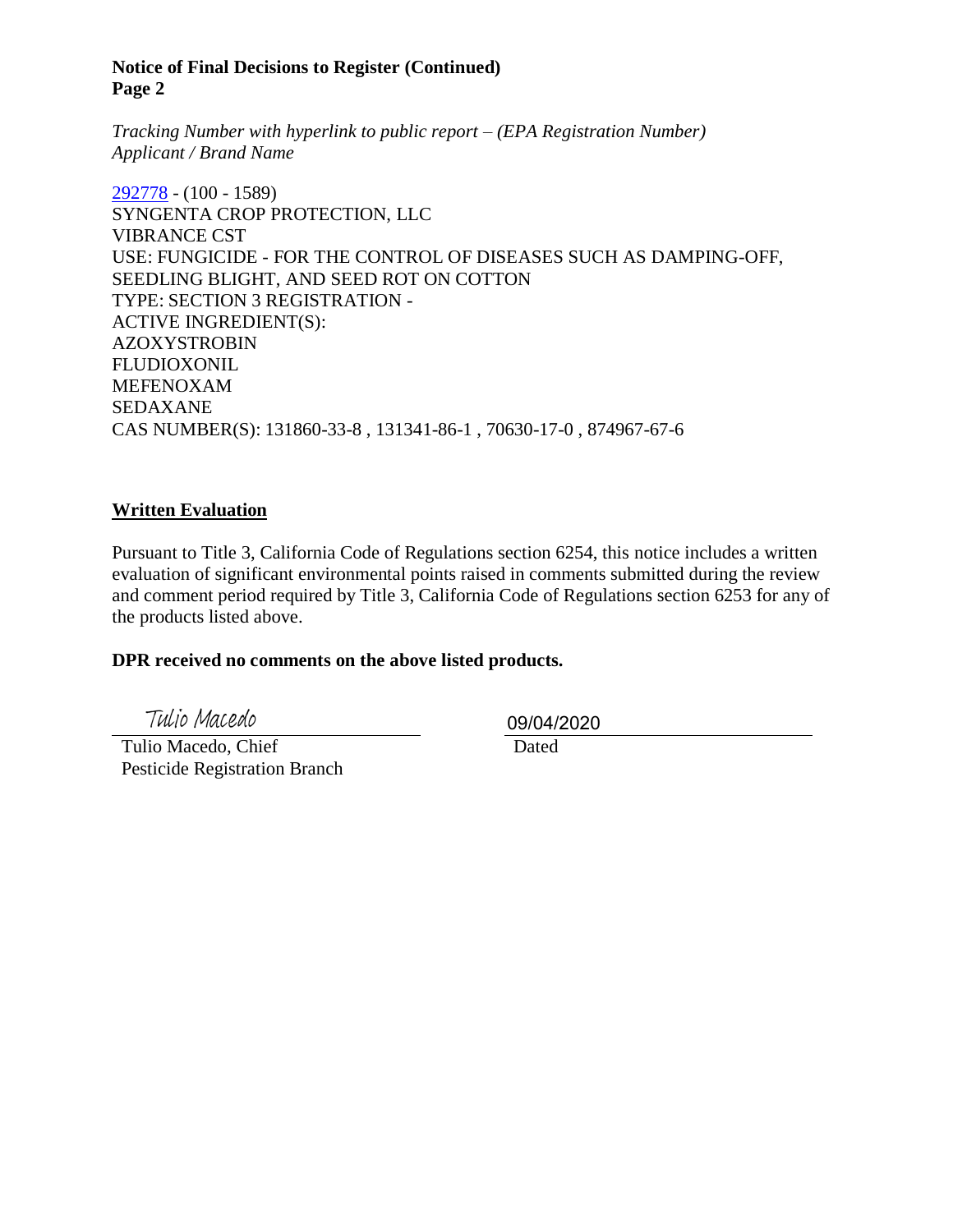**Notice of Final Decisions to Register (Continued)**
**Page 2**

*Tracking Number with hyperlink to public report – (EPA Registration Number)*
*Applicant / Brand Name*

292778 - (100 - 1589)
SYNGENTA CROP PROTECTION, LLC
VIBRANCE CST
USE: FUNGICIDE - FOR THE CONTROL OF DISEASES SUCH AS DAMPING-OFF, SEEDLING BLIGHT, AND SEED ROT ON COTTON
TYPE: SECTION 3 REGISTRATION -
ACTIVE INGREDIENT(S):
AZOXYSTROBIN
FLUDIOXONIL
MEFENOXAM
SEDAXANE
CAS NUMBER(S): 131860-33-8 , 131341-86-1 , 70630-17-0 , 874967-67-6

## Written Evaluation

Pursuant to Title 3, California Code of Regulations section 6254, this notice includes a written evaluation of significant environmental points raised in comments submitted during the review and comment period required by Title 3, California Code of Regulations section 6253 for any of the products listed above.

**DPR received no comments on the above listed products.**

Tulio Macedo
Tulio Macedo, Chief
Pesticide Registration Branch

09/04/2020
Dated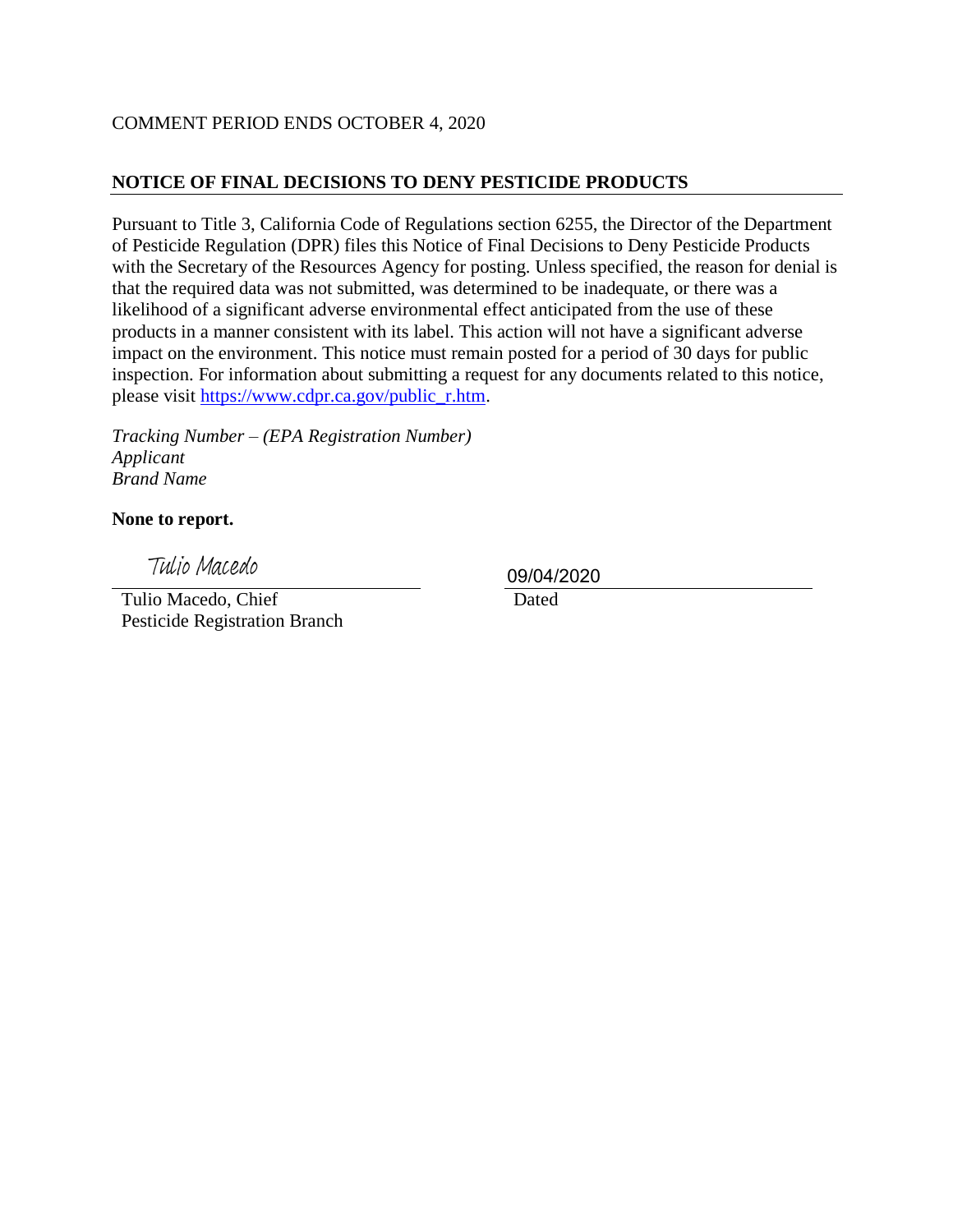COMMENT PERIOD ENDS OCTOBER 4, 2020

## NOTICE OF FINAL DECISIONS TO DENY PESTICIDE PRODUCTS

Pursuant to Title 3, California Code of Regulations section 6255, the Director of the Department of Pesticide Regulation (DPR) files this Notice of Final Decisions to Deny Pesticide Products with the Secretary of the Resources Agency for posting. Unless specified, the reason for denial is that the required data was not submitted, was determined to be inadequate, or there was a likelihood of a significant adverse environmental effect anticipated from the use of these products in a manner consistent with its label. This action will not have a significant adverse impact on the environment. This notice must remain posted for a period of 30 days for public inspection. For information about submitting a request for any documents related to this notice, please visit https://www.cdpr.ca.gov/public_r.htm.

*Tracking Number – (EPA Registration Number)*
*Applicant*
*Brand Name*

**None to report.**

Tulio Macedo

Tulio Macedo, Chief
Pesticide Registration Branch

09/04/2020
Dated